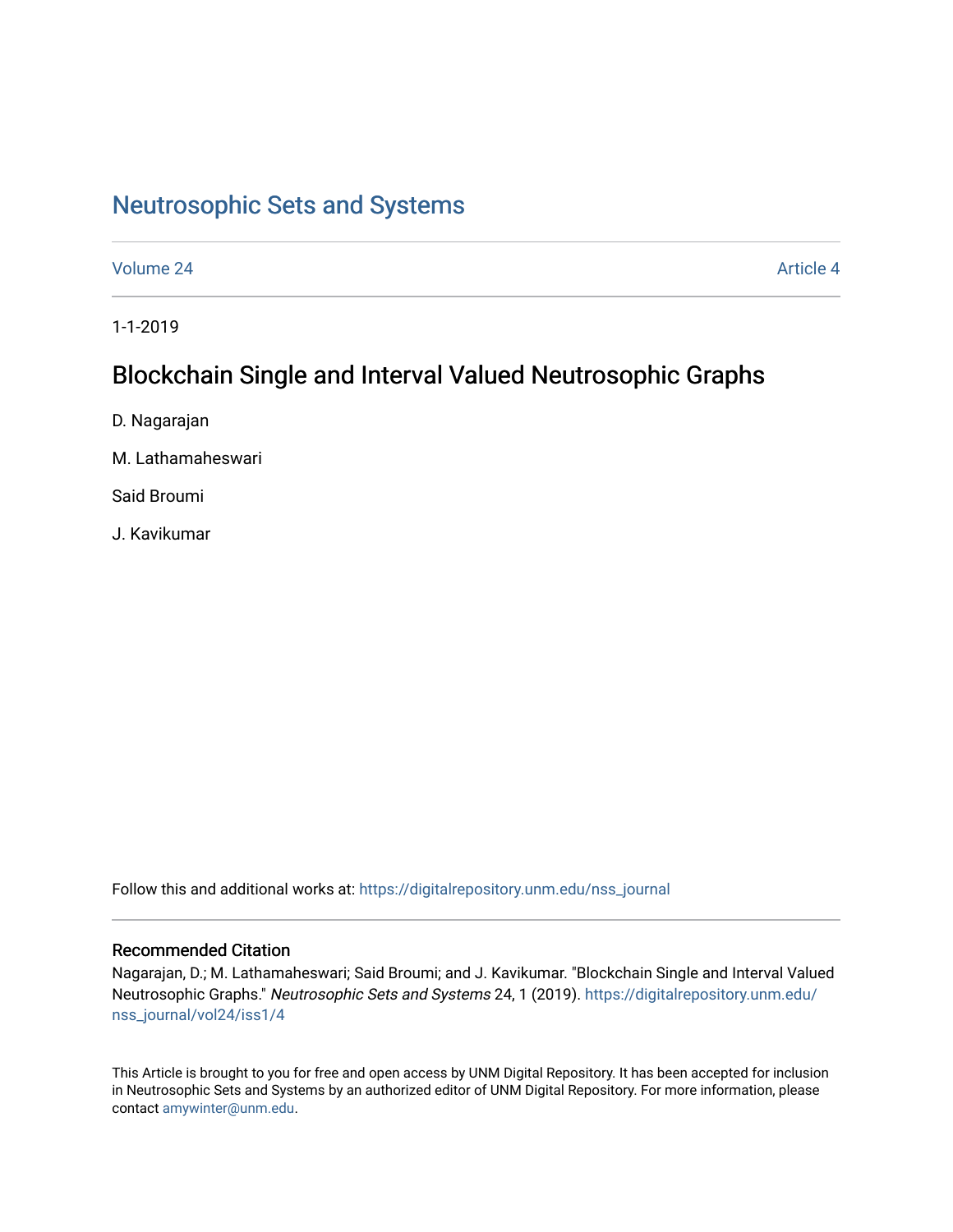# Neutrosophic Sets and Systems

Volume 24 Article 4

1-1-2019

## Blockchain Single and Interval Valued Neutrosophic Graphs

D. Nagarajan

M. Lathamaheswari

Said Broumi

J. Kavikumar

Follow this and additional works at: https://digitalrepository.unm.edu/nss_journal

### Recommended Citation

Nagarajan, D.; M. Lathamaheswari; Said Broumi; and J. Kavikumar. "Blockchain Single and Interval Valued Neutrosophic Graphs." *Neutrosophic Sets and Systems* 24, 1 (2019). https://digitalrepository.unm.edu/nss_journal/vol24/iss1/4

This Article is brought to you for free and open access by UNM Digital Repository. It has been accepted for inclusion in Neutrosophic Sets and Systems by an authorized editor of UNM Digital Repository. For more information, please contact amywinter@unm.edu.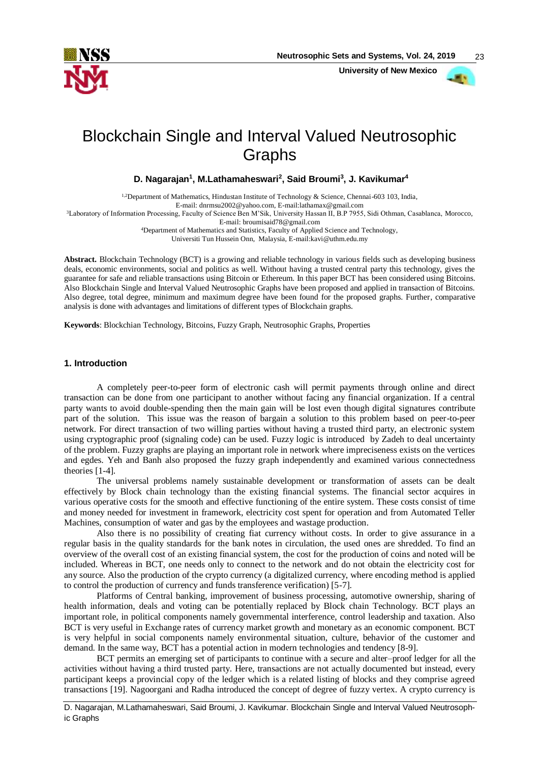# Blockchain Single and Interval Valued Neutrosophic Graphs

**D. Nagarajan[1], M.Lathamaheswari[2], Said Broumi[3], J. Kavikumar[4]**

[1,2]Department of Mathematics, Hindustan Institute of Technology & Science, Chennai-603 103, India,
E-mail: dnrmsu2002@yahoo.com, E-mail:lathamax@gmail.com
[3]Laboratory of Information Processing, Faculty of Science Ben M'Sik, University Hassan II, B.P 7955, Sidi Othman, Casablanca, Morocco,
E-mail: broumisaid78@gmail.com
[4]Department of Mathematics and Statistics, Faculty of Applied Science and Technology,
Universiti Tun Hussein Onn, Malaysia, E-mail:kavi@uthm.edu.my

**Abstract.** Blockchain Technology (BCT) is a growing and reliable technology in various fields such as developing business deals, economic environments, social and politics as well. Without having a trusted central party this technology, gives the guarantee for safe and reliable transactions using Bitcoin or Ethereum. In this paper BCT has been considered using Bitcoins. Also Blockchain Single and Interval Valued Neutrosophic Graphs have been proposed and applied in transaction of Bitcoins. Also degree, total degree, minimum and maximum degree have been found for the proposed graphs. Further, comparative analysis is done with advantages and limitations of different types of Blockchain graphs.

**Keywords**: Blockchian Technology, Bitcoins, Fuzzy Graph, Neutrosophic Graphs, Properties

## 1. Introduction

A completely peer-to-peer form of electronic cash will permit payments through online and direct transaction can be done from one participant to another without facing any financial organization. If a central party wants to avoid double-spending then the main gain will be lost even though digital signatures contribute part of the solution. This issue was the reason of bargain a solution to this problem based on peer-to-peer network. For direct transaction of two willing parties without having a trusted third party, an electronic system using cryptographic proof (signaling code) can be used. Fuzzy logic is introduced by Zadeh to deal uncertainty of the problem. Fuzzy graphs are playing an important role in network where impreciseness exists on the vertices and egdes. Yeh and Banh also proposed the fuzzy graph independently and examined various connectedness theories [1-4].

The universal problems namely sustainable development or transformation of assets can be dealt effectively by Block chain technology than the existing financial systems. The financial sector acquires in various operative costs for the smooth and effective functioning of the entire system. These costs consist of time and money needed for investment in framework, electricity cost spent for operation and from Automated Teller Machines, consumption of water and gas by the employees and wastage production.

Also there is no possibility of creating fiat currency without costs. In order to give assurance in a regular basis in the quality standards for the bank notes in circulation, the used ones are shredded. To find an overview of the overall cost of an existing financial system, the cost for the production of coins and noted will be included. Whereas in BCT, one needs only to connect to the network and do not obtain the electricity cost for any source. Also the production of the crypto currency (a digitalized currency, where encoding method is applied to control the production of currency and funds transference verification) [5-7].

Platforms of Central banking, improvement of business processing, automotive ownership, sharing of health information, deals and voting can be potentially replaced by Block chain Technology. BCT plays an important role, in political components namely governmental interference, control leadership and taxation. Also BCT is very useful in Exchange rates of currency market growth and monetary as an economic component. BCT is very helpful in social components namely environmental situation, culture, behavior of the customer and demand. In the same way, BCT has a potential action in modern technologies and tendency [8-9].

BCT permits an emerging set of participants to continue with a secure and alter–proof ledger for all the activities without having a third trusted party. Here, transactions are not actually documented but instead, every participant keeps a provincial copy of the ledger which is a related listing of blocks and they comprise agreed transactions [19]. Nagoorgani and Radha introduced the concept of degree of fuzzy vertex. A crypto currency is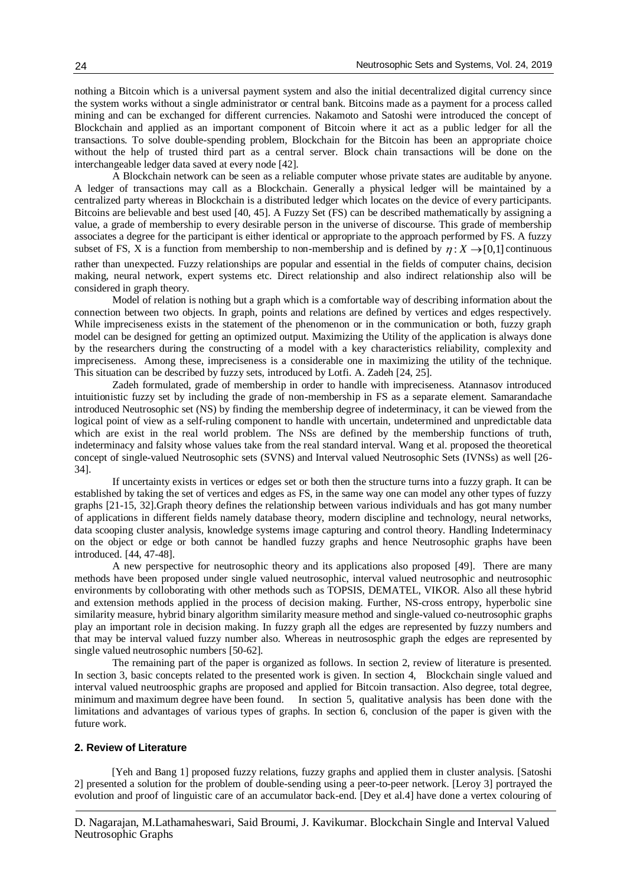nothing a Bitcoin which is a universal payment system and also the initial decentralized digital currency since the system works without a single administrator or central bank. Bitcoins made as a payment for a process called mining and can be exchanged for different currencies. Nakamoto and Satoshi were introduced the concept of Blockchain and applied as an important component of Bitcoin where it act as a public ledger for all the transactions. To solve double-spending problem, Blockchain for the Bitcoin has been an appropriate choice without the help of trusted third part as a central server. Block chain transactions will be done on the interchangeable ledger data saved at every node [42].

A Blockchain network can be seen as a reliable computer whose private states are auditable by anyone. A ledger of transactions may call as a Blockchain. Generally a physical ledger will be maintained by a centralized party whereas in Blockchain is a distributed ledger which locates on the device of every participants. Bitcoins are believable and best used [40, 45]. A Fuzzy Set (FS) can be described mathematically by assigning a value, a grade of membership to every desirable person in the universe of discourse. This grade of membership associates a degree for the participant is either identical or appropriate to the approach performed by FS. A fuzzy subset of FS, X is a function from membership to non-membership and is defined by $\eta : X \to [0,1]$ continuous rather than unexpected. Fuzzy relationships are popular and essential in the fields of computer chains, decision making, neural network, expert systems etc. Direct relationship and also indirect relationship also will be considered in graph theory.

Model of relation is nothing but a graph which is a comfortable way of describing information about the connection between two objects. In graph, points and relations are defined by vertices and edges respectively. While impreciseness exists in the statement of the phenomenon or in the communication or both, fuzzy graph model can be designed for getting an optimized output. Maximizing the Utility of the application is always done by the researchers during the constructing of a model with a key characteristics reliability, complexity and impreciseness. Among these, impreciseness is a considerable one in maximizing the utility of the technique. This situation can be described by fuzzy sets, introduced by Lotfi. A. Zadeh [24, 25].

Zadeh formulated, grade of membership in order to handle with impreciseness. Atannasov introduced intuitionistic fuzzy set by including the grade of non-membership in FS as a separate element. Samarandache introduced Neutrosophic set (NS) by finding the membership degree of indeterminacy, it can be viewed from the logical point of view as a self-ruling component to handle with uncertain, undetermined and unpredictable data which are exist in the real world problem. The NSs are defined by the membership functions of truth, indeterminacy and falsity whose values take from the real standard interval. Wang et al. proposed the theoretical concept of single-valued Neutrosophic sets (SVNS) and Interval valued Neutrosophic Sets (IVNSs) as well [26-34].

If uncertainty exists in vertices or edges set or both then the structure turns into a fuzzy graph. It can be established by taking the set of vertices and edges as FS, in the same way one can model any other types of fuzzy graphs [21-15, 32].Graph theory defines the relationship between various individuals and has got many number of applications in different fields namely database theory, modern discipline and technology, neural networks, data scooping cluster analysis, knowledge systems image capturing and control theory. Handling Indeterminacy on the object or edge or both cannot be handled fuzzy graphs and hence Neutrosophic graphs have been introduced. [44, 47-48].

A new perspective for neutrosophic theory and its applications also proposed [49]. There are many methods have been proposed under single valued neutrosophic, interval valued neutrosophic and neutrosophic environments by colloborating with other methods such as TOPSIS, DEMATEL, VIKOR. Also all these hybrid and extension methods applied in the process of decision making. Further, NS-cross entropy, hyperbolic sine similarity measure, hybrid binary algorithm similarity measure method and single-valued co-neutrosophic graphs play an important role in decision making. In fuzzy graph all the edges are represented by fuzzy numbers and that may be interval valued fuzzy number also. Whereas in neutrososphic graph the edges are represented by single valued neutrosophic numbers [50-62].

The remaining part of the paper is organized as follows. In section 2, review of literature is presented. In section 3, basic concepts related to the presented work is given. In section 4, Blockchain single valued and interval valued neutroosphic graphs are proposed and applied for Bitcoin transaction. Also degree, total degree, minimum and maximum degree have been found. In section 5, qualitative analysis has been done with the limitations and advantages of various types of graphs. In section 6, conclusion of the paper is given with the future work.

## 2. Review of Literature

[Yeh and Bang 1] proposed fuzzy relations, fuzzy graphs and applied them in cluster analysis. [Satoshi 2] presented a solution for the problem of double-sending using a peer-to-peer network. [Leroy 3] portrayed the evolution and proof of linguistic care of an accumulator back-end. [Dey et al.4] have done a vertex colouring of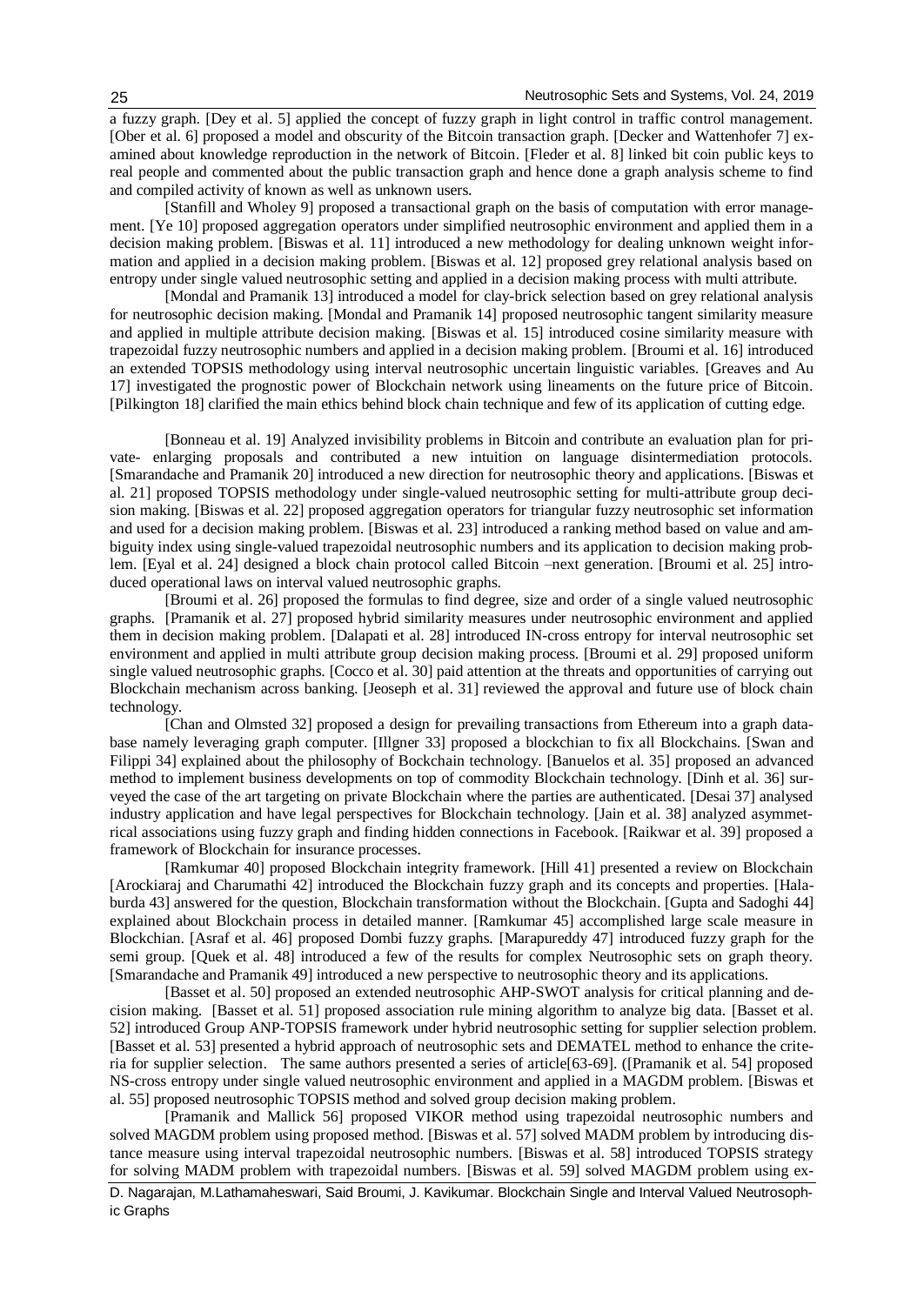a fuzzy graph. [Dey et al. 5] applied the concept of fuzzy graph in light control in traffic control management. [Ober et al. 6] proposed a model and obscurity of the Bitcoin transaction graph. [Decker and Wattenhofer 7] examined about knowledge reproduction in the network of Bitcoin. [Fleder et al. 8] linked bit coin public keys to real people and commented about the public transaction graph and hence done a graph analysis scheme to find and compiled activity of known as well as unknown users.

[Stanfill and Wholey 9] proposed a transactional graph on the basis of computation with error management. [Ye 10] proposed aggregation operators under simplified neutrosophic environment and applied them in a decision making problem. [Biswas et al. 11] introduced a new methodology for dealing unknown weight information and applied in a decision making problem. [Biswas et al. 12] proposed grey relational analysis based on entropy under single valued neutrosophic setting and applied in a decision making process with multi attribute.

[Mondal and Pramanik 13] introduced a model for clay-brick selection based on grey relational analysis for neutrosophic decision making. [Mondal and Pramanik 14] proposed neutrosophic tangent similarity measure and applied in multiple attribute decision making. [Biswas et al. 15] introduced cosine similarity measure with trapezoidal fuzzy neutrosophic numbers and applied in a decision making problem. [Broumi et al. 16] introduced an extended TOPSIS methodology using interval neutrosophic uncertain linguistic variables. [Greaves and Au 17] investigated the prognostic power of Blockchain network using lineaments on the future price of Bitcoin. [Pilkington 18] clarified the main ethics behind block chain technique and few of its application of cutting edge.

[Bonneau et al. 19] Analyzed invisibility problems in Bitcoin and contribute an evaluation plan for private- enlarging proposals and contributed a new intuition on language disintermediation protocols. [Smarandache and Pramanik 20] introduced a new direction for neutrosophic theory and applications. [Biswas et al. 21] proposed TOPSIS methodology under single-valued neutrosophic setting for multi-attribute group decision making. [Biswas et al. 22] proposed aggregation operators for triangular fuzzy neutrosophic set information and used for a decision making problem. [Biswas et al. 23] introduced a ranking method based on value and ambiguity index using single-valued trapezoidal neutrosophic numbers and its application to decision making problem. [Eyal et al. 24] designed a block chain protocol called Bitcoin –next generation. [Broumi et al. 25] introduced operational laws on interval valued neutrosophic graphs.

[Broumi et al. 26] proposed the formulas to find degree, size and order of a single valued neutrosophic graphs. [Pramanik et al. 27] proposed hybrid similarity measures under neutrosophic environment and applied them in decision making problem. [Dalapati et al. 28] introduced IN-cross entropy for interval neutrosophic set environment and applied in multi attribute group decision making process. [Broumi et al. 29] proposed uniform single valued neutrosophic graphs. [Cocco et al. 30] paid attention at the threats and opportunities of carrying out Blockchain mechanism across banking. [Jeoseph et al. 31] reviewed the approval and future use of block chain technology.

[Chan and Olmsted 32] proposed a design for prevailing transactions from Ethereum into a graph database namely leveraging graph computer. [Illgner 33] proposed a blockchian to fix all Blockchains. [Swan and Filippi 34] explained about the philosophy of Bockchain technology. [Banuelos et al. 35] proposed an advanced method to implement business developments on top of commodity Blockchain technology. [Dinh et al. 36] surveyed the case of the art targeting on private Blockchain where the parties are authenticated. [Desai 37] analysed industry application and have legal perspectives for Blockchain technology. [Jain et al. 38] analyzed asymmetrical associations using fuzzy graph and finding hidden connections in Facebook. [Raikwar et al. 39] proposed a framework of Blockchain for insurance processes.

[Ramkumar 40] proposed Blockchain integrity framework. [Hill 41] presented a review on Blockchain [Arockiaraj and Charumathi 42] introduced the Blockchain fuzzy graph and its concepts and properties. [Halaburda 43] answered for the question, Blockchain transformation without the Blockchain. [Gupta and Sadoghi 44] explained about Blockchain process in detailed manner. [Ramkumar 45] accomplished large scale measure in Blockchian. [Asraf et al. 46] proposed Dombi fuzzy graphs. [Marapureddy 47] introduced fuzzy graph for the semi group. [Quek et al. 48] introduced a few of the results for complex Neutrosophic sets on graph theory. [Smarandache and Pramanik 49] introduced a new perspective to neutrosophic theory and its applications.

[Basset et al. 50] proposed an extended neutrosophic AHP-SWOT analysis for critical planning and decision making. [Basset et al. 51] proposed association rule mining algorithm to analyze big data. [Basset et al. 52] introduced Group ANP-TOPSIS framework under hybrid neutrosophic setting for supplier selection problem. [Basset et al. 53] presented a hybrid approach of neutrosophic sets and DEMATEL method to enhance the criteria for supplier selection. The same authors presented a series of article[63-69]. ([Pramanik et al. 54] proposed NS-cross entropy under single valued neutrosophic environment and applied in a MAGDM problem. [Biswas et al. 55] proposed neutrosophic TOPSIS method and solved group decision making problem.

[Pramanik and Mallick 56] proposed VIKOR method using trapezoidal neutrosophic numbers and solved MAGDM problem using proposed method. [Biswas et al. 57] solved MADM problem by introducing distance measure using interval trapezoidal neutrosophic numbers. [Biswas et al. 58] introduced TOPSIS strategy for solving MADM problem with trapezoidal numbers. [Biswas et al. 59] solved MAGDM problem using ex-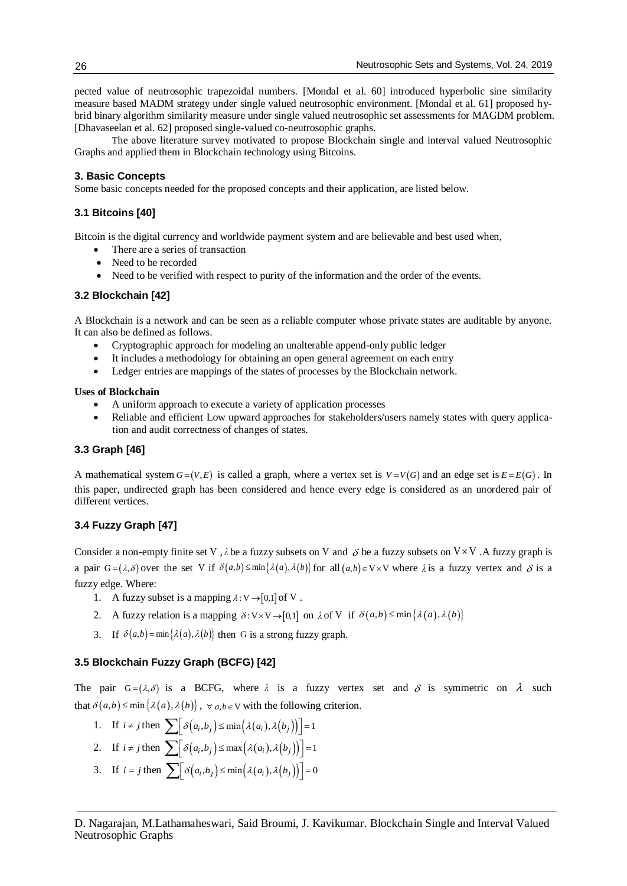pected value of neutrosophic trapezoidal numbers. [Mondal et al. 60] introduced hyperbolic sine similarity measure based MADM strategy under single valued neutrosophic environment. [Mondal et al. 61] proposed hybrid binary algorithm similarity measure under single valued neutrosophic set assessments for MAGDM problem. [Dhavaseelan et al. 62] proposed single-valued co-neutrosophic graphs.

The above literature survey motivated to propose Blockchain single and interval valued Neutrosophic Graphs and applied them in Blockchain technology using Bitcoins.

### 3. Basic Concepts

Some basic concepts needed for the proposed concepts and their application, are listed below.

#### 3.1 Bitcoins [40]

Bitcoin is the digital currency and worldwide payment system and are believable and best used when,

- There are a series of transaction
- Need to be recorded
- Need to be verified with respect to purity of the information and the order of the events.

#### 3.2 Blockchain [42]

A Blockchain is a network and can be seen as a reliable computer whose private states are auditable by anyone. It can also be defined as follows.

- Cryptographic approach for modeling an unalterable append-only public ledger
- It includes a methodology for obtaining an open general agreement on each entry
- Ledger entries are mappings of the states of processes by the Blockchain network.

**Uses of Blockchain**

- A uniform approach to execute a variety of application processes
- Reliable and efficient Low upward approaches for stakeholders/users namely states with query application and audit correctness of changes of states.

#### 3.3 Graph [46]

A mathematical system $G=(V,E)$ is called a graph, where a vertex set is $V=V(G)$ and an edge set is $E=E(G)$. In this paper, undirected graph has been considered and hence every edge is considered as an unordered pair of different vertices.

#### 3.4 Fuzzy Graph [47]

Consider a non-empty finite set V , $\lambda$ be a fuzzy subsets on V and $\delta$ be a fuzzy subsets on $V \times V$ .A fuzzy graph is a pair $G=(\lambda,\delta)$ over the set V if $\delta(a,b) \le \min\{\lambda(a),\lambda(b)\}$ for all $(a,b) \in V \times V$ where $\lambda$ is a fuzzy vertex and $\delta$ is a fuzzy edge. Where:

1. A fuzzy subset is a mapping $\lambda : V \to [0,1]$ of V .
2. A fuzzy relation is a mapping $\delta : V \times V \to [0,1]$ on $\lambda$ of V if $\delta(a,b) \le \min\{\lambda(a),\lambda(b)\}$
3. If $\delta(a,b) = \min\{\lambda(a),\lambda(b)\}$ then G is a strong fuzzy graph.

#### 3.5 Blockchain Fuzzy Graph (BCFG) [42]

The pair $G=(\lambda,\delta)$ is a BCFG, where $\lambda$ is a fuzzy vertex set and $\delta$ is symmetric on $\lambda$ such that $\delta(a,b) \le \min\{\lambda(a),\lambda(b)\}$, $\forall\, a,b \in V$ with the following criterion.

1. If $i \ne j$ then $\sum\left[\delta(a_i,b_j) \le \min\left(\lambda(a_i),\lambda(b_j)\right)\right] = 1$
2. If $i \ne j$ then $\sum\left[\delta(a_i,b_j) \le \max\left(\lambda(a_i),\lambda(b_j)\right)\right] = 1$
3. If $i = j$ then $\sum\left[\delta(a_i,b_j) \le \min\left(\lambda(a_i),\lambda(b_j)\right)\right] = 0$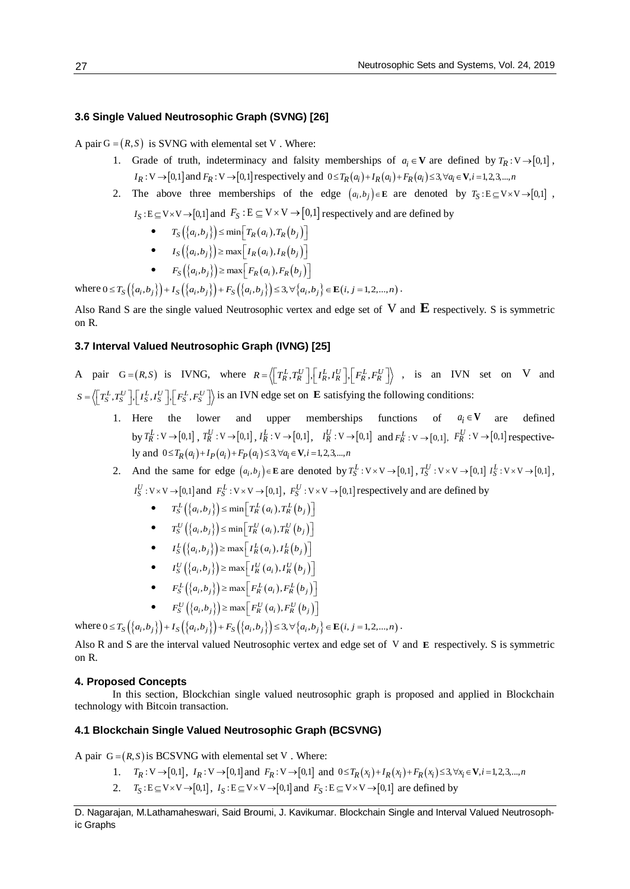### 3.6 Single Valued Neutrosophic Graph (SVNG) [26]

A pair $G=(R,S)$ is SVNG with elemental set V . Where:

1. Grade of truth, indeterminacy and falsity memberships of $a_i \in \mathbf{V}$ are defined by $T_R : V \to [0,1]$, $I_R : V \to [0,1]$ and $F_R : V \to [0,1]$ respectively and $0 \le T_R(a_i)+I_R(a_i)+F_R(a_i) \le 3, \forall a_i \in \mathbf{V}, i=1,2,3,...,n$
2. The above three memberships of the edge $(a_i,b_j) \in \mathbf{E}$ are denoted by $T_S : E \subseteq V \times V \to [0,1]$, $I_S : E \subseteq V \times V \to [0,1]$ and $F_S : E \subseteq V \times V \to [0,1]$ respectively and are defined by
   - $T_S(\{a_i,b_j\}) \le \min\left[T_R(a_i),T_R(b_j)\right]$
   - $I_S(\{a_i,b_j\}) \ge \max\left[I_R(a_i),I_R(b_j)\right]$
   - $F_S(\{a_i,b_j\}) \ge \max\left[F_R(a_i),F_R(b_j)\right]$

where $0 \le T_S(\{a_i,b_j\})+I_S(\{a_i,b_j\})+F_S(\{a_i,b_j\}) \le 3, \forall \{a_i,b_j\} \in \mathbf{E}(i,j=1,2,...,n)$.

Also Rand S are the single valued Neutrosophic vertex and edge set of $V$ and $\mathbf{E}$ respectively. S is symmetric on R.

### 3.7 Interval Valued Neutrosophic Graph (IVNG) [25]

A pair $G=(R,S)$ is IVNG, where $R=\left\langle \left[T_R^L,T_R^U\right],\left[I_R^L,I_R^U\right],\left[F_R^L,F_R^U\right]\right\rangle$, is an IVN set on V and $S=\left\langle \left[T_S^L,T_S^U\right],\left[I_S^L,I_S^U\right],\left[F_S^L,F_S^U\right]\right\rangle$ is an IVN edge set on $\mathbf{E}$ satisfying the following conditions:

1. Here the lower and upper memberships functions of $a_i \in \mathbf{V}$ are defined by $T_R^L : V \to [0,1]$, $T_R^U : V \to [0,1]$, $I_R^L : V \to [0,1]$, $I_R^U : V \to [0,1]$ and $F_R^L : V \to [0,1]$, $F_R^U : V \to [0,1]$ respectively and $0 \le T_R(a_i)+I_P(a_i)+F_P(a_i) \le 3, \forall a_i \in \mathbf{V}, i=1,2,3,...,n$
2. And the same for edge $(a_i,b_j) \in \mathbf{E}$ are denoted by $T_S^L : V \times V \to [0,1]$, $T_S^U : V \times V \to [0,1]$ $I_S^L : V \times V \to [0,1]$, $I_S^U : V \times V \to [0,1]$ and $F_S^L : V \times V \to [0,1]$, $F_S^U : V \times V \to [0,1]$ respectively and are defined by
   - $T_S^L(\{a_i,b_j\}) \le \min\left[T_R^L(a_i),T_R^L(b_j)\right]$
   - $T_S^U(\{a_i,b_j\}) \le \min\left[T_R^U(a_i),T_R^U(b_j)\right]$
   - $I_S^L(\{a_i,b_j\}) \ge \max\left[I_R^L(a_i),I_R^L(b_j)\right]$
   - $I_S^U(\{a_i,b_j\}) \ge \max\left[I_R^U(a_i),I_R^U(b_j)\right]$
   - $F_S^L(\{a_i,b_j\}) \ge \max\left[F_R^L(a_i),F_R^L(b_j)\right]$
   - $F_S^U(\{a_i,b_j\}) \ge \max\left[F_R^U(a_i),F_R^U(b_j)\right]$

where $0 \le T_S(\{a_i,b_j\})+I_S(\{a_i,b_j\})+F_S(\{a_i,b_j\}) \le 3, \forall \{a_i,b_j\} \in \mathbf{E}(i,j=1,2,...,n)$.

Also R and S are the interval valued Neutrosophic vertex and edge set of V and $\mathbf{E}$ respectively. S is symmetric on R.

## 4. Proposed Concepts

In this section, Blockchian single valued neutrosophic graph is proposed and applied in Blockchain technology with Bitcoin transaction.

### 4.1 Blockchain Single Valued Neutrosophic Graph (BCSVNG)

A pair $G=(R,S)$ is BCSVNG with elemental set V . Where:

1. $T_R : V \to [0,1]$, $I_R : V \to [0,1]$ and $F_R : V \to [0,1]$ and $0 \le T_R(x_i)+I_R(x_i)+F_R(x_i) \le 3, \forall x_i \in \mathbf{V}, i=1,2,3,...,n$
2. $T_S : E \subseteq V \times V \to [0,1]$, $I_S : E \subseteq V \times V \to [0,1]$ and $F_S : E \subseteq V \times V \to [0,1]$ are defined by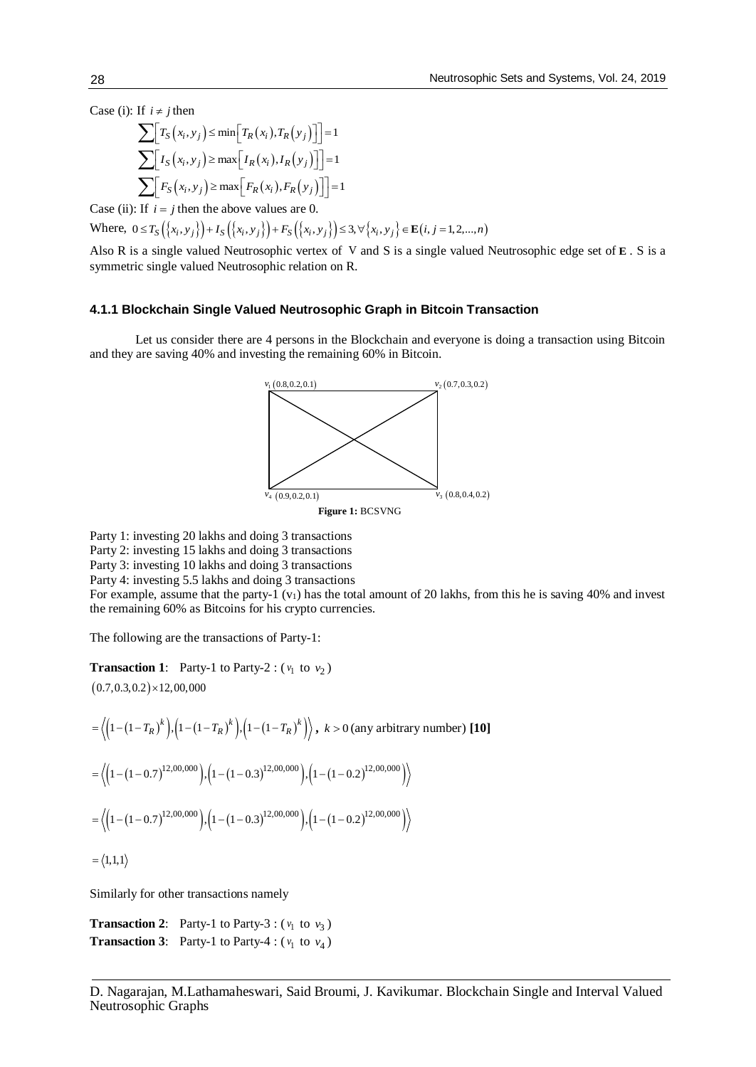Case (i): If $i \neq j$ then

$$\sum \left[ T_S(x_i, y_j) \leq \min\left[ T_R(x_i), T_R(y_j) \right] \right] = 1$$

$$\sum \left[ I_S(x_i, y_j) \geq \max\left[ I_R(x_i), I_R(y_j) \right] \right] = 1$$

$$\sum \left[ F_S(x_i, y_j) \geq \max\left[ F_R(x_i), F_R(y_j) \right] \right] = 1$$

Case (ii): If $i = j$ then the above values are 0.

Where, $0 \leq T_S(\{x_i, y_j\}) + I_S(\{x_i, y_j\}) + F_S(\{x_i, y_j\}) \leq 3, \forall \{x_i, y_j\} \in \mathbf{E}(i, j = 1, 2, ..., n)$

Also R is a single valued Neutrosophic vertex of V and S is a single valued Neutrosophic edge set of $\mathbf{E}$. S is a symmetric single valued Neutrosophic relation on R.

### 4.1.1 Blockchain Single Valued Neutrosophic Graph in Bitcoin Transaction

Let us consider there are 4 persons in the Blockchain and everyone is doing a transaction using Bitcoin and they are saving 40% and investing the remaining 60% in Bitcoin.

$v_1(0.8, 0.2, 0.1)$ $v_2(0.7, 0.3, 0.2)$ $v_4(0.9, 0.2, 0.1)$ $v_3(0.8, 0.4, 0.2)$

**Figure 1:** BCSVNG

Party 1: investing 20 lakhs and doing 3 transactions
Party 2: investing 15 lakhs and doing 3 transactions
Party 3: investing 10 lakhs and doing 3 transactions
Party 4: investing 5.5 lakhs and doing 3 transactions
For example, assume that the party-1 ($v_1$) has the total amount of 20 lakhs, from this he is saving 40% and invest the remaining 60% as Bitcoins for his crypto currencies.

The following are the transactions of Party-1:

**Transaction 1**: Party-1 to Party-2 : ($v_1$ to $v_2$)

$$(0.7, 0.3, 0.2) \times 12,00,000$$

$$= \left\langle \left(1-(1-T_R)^k\right), \left(1-(1-T_R)^k\right), \left(1-(1-T_R)^k\right) \right\rangle, \ k > 0 \text{ (any arbitrary number) } \mathbf{[10]}$$

$$= \left\langle \left(1-(1-0.7)^{12,00,000}\right), \left(1-(1-0.3)^{12,00,000}\right), \left(1-(1-0.2)^{12,00,000}\right) \right\rangle$$

$$= \left\langle \left(1-(1-0.7)^{12,00,000}\right), \left(1-(1-0.3)^{12,00,000}\right), \left(1-(1-0.2)^{12,00,000}\right) \right\rangle$$

$$= \langle 1, 1, 1 \rangle$$

Similarly for other transactions namely

**Transaction 2**: Party-1 to Party-3 : ($v_1$ to $v_3$)
**Transaction 3**: Party-1 to Party-4 : ($v_1$ to $v_4$)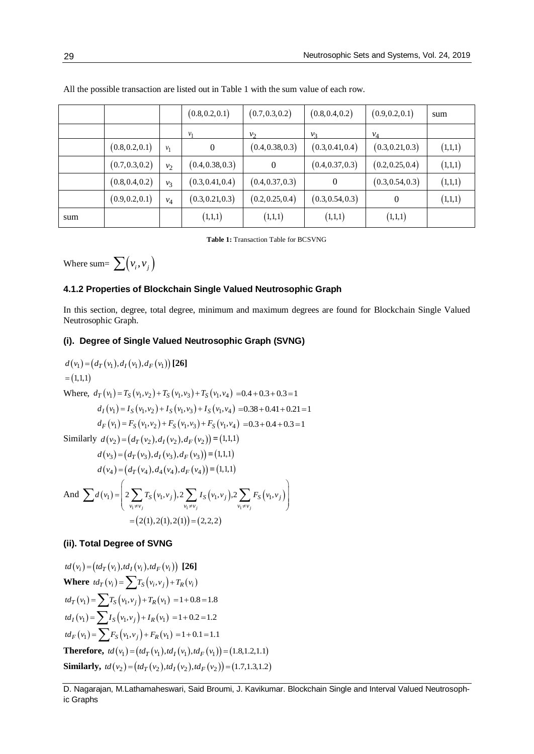All the possible transaction are listed out in Table 1 with the sum value of each row.

| | | | $(0.8,0.2,0.1)$ | $(0.7,0.3,0.2)$ | $(0.8,0.4,0.2)$ | $(0.9,0.2,0.1)$ | sum |
|---|---|---|---|---|---|---|---|
| | | | $v_1$ | $v_2$ | $v_3$ | $v_4$ | |
| | $(0.8,0.2,0.1)$ | $v_1$ | 0 | $(0.4,0.38,0.3)$ | $(0.3,0.41,0.4)$ | $(0.3,0.21,0.3)$ | $(1,1,1)$ |
| | $(0.7,0.3,0.2)$ | $v_2$ | $(0.4,0.38,0.3)$ | 0 | $(0.4,0.37,0.3)$ | $(0.2,0.25,0.4)$ | $(1,1,1)$ |
| | $(0.8,0.4,0.2)$ | $v_3$ | $(0.3,0.41,0.4)$ | $(0.4,0.37,0.3)$ | 0 | $(0.3,0.54,0.3)$ | $(1,1,1)$ |
| | $(0.9,0.2,0.1)$ | $v_4$ | $(0.3,0.21,0.3)$ | $(0.2,0.25,0.4)$ | $(0.3,0.54,0.3)$ | 0 | $(1,1,1)$ |
| sum | | | $(1,1,1)$ | $(1,1,1)$ | $(1,1,1)$ | $(1,1,1)$ | |

**Table 1:** Transaction Table for BCSVNG

Where sum= $\sum(v_i, v_j)$

### 4.1.2 Properties of Blockchain Single Valued Neutrosophic Graph

In this section, degree, total degree, minimum and maximum degrees are found for Blockchain Single Valued Neutrosophic Graph.

#### (i). Degree of Single Valued Neutrosophic Graph (SVNG)

$d(v_1) = (d_T(v_1), d_I(v_1), d_F(v_1))$ **[26]**

$= (1,1,1)$

Where, $d_T(v_1) = T_S(v_1,v_2) + T_S(v_1,v_3) + T_S(v_1,v_4) = 0.4 + 0.3 + 0.3 = 1$

$d_I(v_1) = I_S(v_1,v_2) + I_S(v_1,v_3) + I_S(v_1,v_4) = 0.38 + 0.41 + 0.21 = 1$

$d_F(v_1) = F_S(v_1,v_2) + F_S(v_1,v_3) + F_S(v_1,v_4) = 0.3 + 0.4 + 0.3 = 1$

Similarly $d(v_2) = (d_T(v_2), d_I(v_2), d_F(v_2)) = (1,1,1)$

$d(v_3) = (d_T(v_3), d_I(v_3), d_F(v_3)) = (1,1,1)$

$d(v_4) = (d_T(v_4), d_4(v_4), d_F(v_4)) = (1,1,1)$

And $\sum d(v_1) = \left(2\sum_{v_1 \neq v_j} T_S(v_1,v_j), 2\sum_{v_1 \neq v_j} I_S(v_1,v_j), 2\sum_{v_1 \neq v_j} F_S(v_1,v_j)\right)$

$= (2(1), 2(1), 2(1)) = (2,2,2)$

#### (ii). Total Degree of SVNG

$td(v_i) = (td_T(v_i), td_I(v_i), td_F(v_i))$ **[26]**

**Where** $td_T(v_i) = \sum T_S(v_i,v_j) + T_R(v_i)$

$td_T(v_1) = \sum T_S(v_1,v_j) + T_R(v_1) = 1 + 0.8 = 1.8$

$td_I(v_1) = \sum I_S(v_1,v_j) + I_R(v_1) = 1 + 0.2 = 1.2$

$td_F(v_1) = \sum F_S(v_1,v_j) + F_R(v_1) = 1 + 0.1 = 1.1$

**Therefore,** $td(v_1) = (td_T(v_1), td_I(v_1), td_F(v_1)) = (1.8, 1.2, 1.1)$

**Similarly,** $td(v_2) = (td_T(v_2), td_I(v_2), td_F(v_2)) = (1.7, 1.3, 1.2)$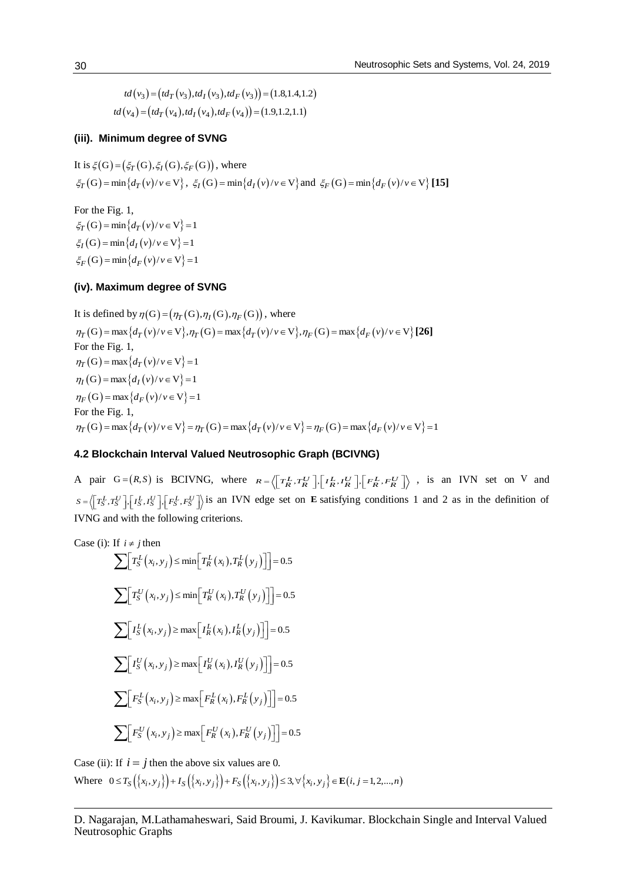$$td(v_3) = (td_T(v_3), td_I(v_3), td_F(v_3)) = (1.8, 1.4, 1.2)$$

$$td(v_4) = (td_T(v_4), td_I(v_4), td_F(v_4)) = (1.9, 1.2, 1.1)$$

### (iii). Minimum degree of SVNG

It is $\xi(\mathrm{G}) = (\xi_T(\mathrm{G}), \xi_I(\mathrm{G}), \xi_F(\mathrm{G}))$, where

$\xi_T(\mathrm{G}) = \min\{d_T(v)/v \in \mathrm{V}\}$, $\xi_I(\mathrm{G}) = \min\{d_I(v)/v \in \mathrm{V}\}$ and $\xi_F(\mathrm{G}) = \min\{d_F(v)/v \in \mathrm{V}\}$ **[15]**

For the Fig. 1,

$\xi_T(\mathrm{G}) = \min\{d_T(v)/v \in \mathrm{V}\} = 1$

$\xi_I(\mathrm{G}) = \min\{d_I(v)/v \in \mathrm{V}\} = 1$

$\xi_F(\mathrm{G}) = \min\{d_F(v)/v \in \mathrm{V}\} = 1$

### (iv). Maximum degree of SVNG

It is defined by $\eta(\mathrm{G}) = (\eta_T(\mathrm{G}), \eta_I(\mathrm{G}), \eta_F(\mathrm{G}))$, where

$\eta_T(\mathrm{G}) = \max\{d_T(v)/v \in \mathrm{V}\}, \eta_T(\mathrm{G}) = \max\{d_T(v)/v \in \mathrm{V}\}, \eta_F(\mathrm{G}) = \max\{d_F(v)/v \in \mathrm{V}\}$ **[26]**

For the Fig. 1,

$\eta_T(\mathrm{G}) = \max\{d_T(v)/v \in \mathrm{V}\} = 1$

$\eta_I(\mathrm{G}) = \max\{d_I(v)/v \in \mathrm{V}\} = 1$

$\eta_F(\mathrm{G}) = \max\{d_F(v)/v \in \mathrm{V}\} = 1$

For the Fig. 1,

$\eta_T(\mathrm{G}) = \max\{d_T(v)/v \in \mathrm{V}\} = \eta_T(\mathrm{G}) = \max\{d_T(v)/v \in \mathrm{V}\} = \eta_F(\mathrm{G}) = \max\{d_F(v)/v \in \mathrm{V}\} = 1$

## 4.2 Blockchain Interval Valued Neutrosophic Graph (BCIVNG)

A pair $\mathrm{G} = (R, S)$ is BCIVNG, where $R = \langle [T_R^L, T_R^U], [I_R^L, I_R^U], [F_R^L, F_R^U] \rangle$, is an IVN set on V and $S = \langle [T_S^L, T_S^U], [I_S^L, I_S^U], [F_S^L, F_S^U] \rangle$ is an IVN edge set on $\mathbf{E}$ satisfying conditions 1 and 2 as in the definition of IVNG and with the following criterions.

Case (i): If $i \neq j$ then

$$\sum \left[ T_S^L(x_i, y_j) \leq \min\left[ T_R^L(x_i), T_R^L(y_j) \right] \right] = 0.5$$

$$\sum \left[ T_S^U(x_i, y_j) \leq \min\left[ T_R^U(x_i), T_R^U(y_j) \right] \right] = 0.5$$

$$\sum \left[ I_S^L(x_i, y_j) \geq \max\left[ I_R^L(x_i), I_R^L(y_j) \right] \right] = 0.5$$

$$\sum \left[ I_S^U(x_i, y_j) \geq \max\left[ I_R^U(x_i), I_R^U(y_j) \right] \right] = 0.5$$

$$\sum \left[ F_S^L(x_i, y_j) \geq \max\left[ F_R^L(x_i), F_R^L(y_j) \right] \right] = 0.5$$

$$\sum \left[ F_S^U(x_i, y_j) \geq \max\left[ F_R^U(x_i), F_R^U(y_j) \right] \right] = 0.5$$

Case (ii): If $i = j$ then the above six values are 0.

Where $0 \leq T_S(\{x_i, y_j\}) + I_S(\{x_i, y_j\}) + F_S(\{x_i, y_j\}) \leq 3, \forall \{x_i, y_j\} \in \mathbf{E}(i, j = 1, 2, ..., n)$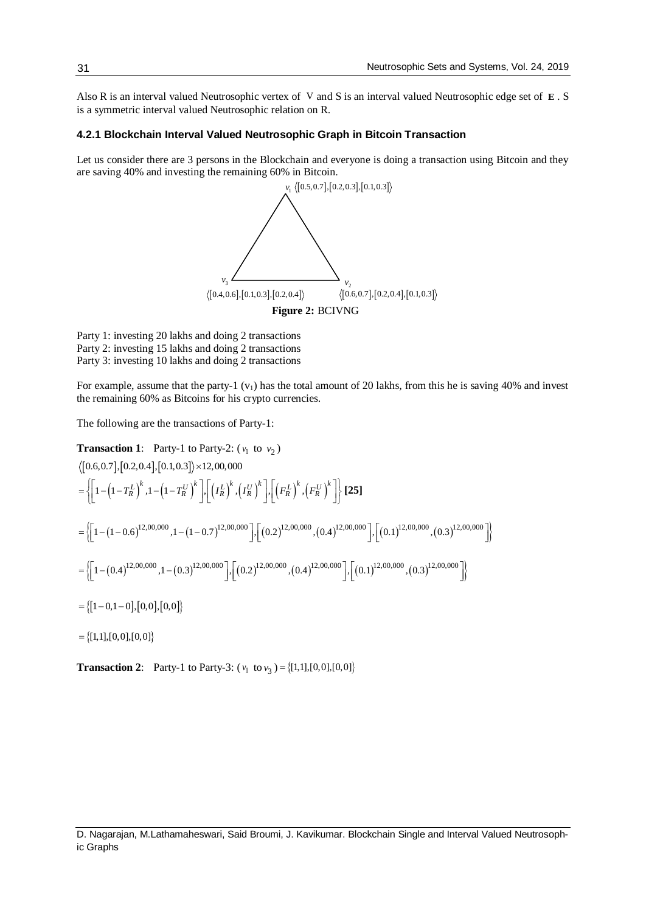Also R is an interval valued Neutrosophic vertex of V and S is an interval valued Neutrosophic edge set of **E** . S is a symmetric interval valued Neutrosophic relation on R.

### 4.2.1 Blockchain Interval Valued Neutrosophic Graph in Bitcoin Transaction

Let us consider there are 3 persons in the Blockchain and everyone is doing a transaction using Bitcoin and they are saving 40% and investing the remaining 60% in Bitcoin.

$v_1$ $\langle[0.5,0.7],[0.2,0.3],[0.1,0.3]\rangle$

$v_3$ $\langle[0.4,0.6],[0.1,0.3],[0.2,0.4]\rangle$ $v_2$ $\langle[0.6,0.7],[0.2,0.4],[0.1,0.3]\rangle$

**Figure 2:** BCIVNG

Party 1: investing 20 lakhs and doing 2 transactions
Party 2: investing 15 lakhs and doing 2 transactions
Party 3: investing 10 lakhs and doing 2 transactions

For example, assume that the party-1 ($v_1$) has the total amount of 20 lakhs, from this he is saving 40% and invest the remaining 60% as Bitcoins for his crypto currencies.

The following are the transactions of Party-1:

**Transaction 1**: Party-1 to Party-2: ( $v_1$ to $v_2$ )

$$\langle[0.6,0.7],[0.2,0.4],[0.1,0.3]\rangle \times 12,00,000$$

$$= \left\{\left[1-\left(1-T_R^L\right)^k, 1-\left(1-T_R^U\right)^k\right], \left[\left(I_R^L\right)^k, \left(I_R^U\right)^k\right], \left[\left(F_R^L\right)^k, \left(F_R^U\right)^k\right]\right\} \text{ [25]}$$

$$= \left\{\left[1-(1-0.6)^{12,00,000}, 1-(1-0.7)^{12,00,000}\right], \left[(0.2)^{12,00,000}, (0.4)^{12,00,000}\right], \left[(0.1)^{12,00,000}, (0.3)^{12,00,000}\right]\right\}$$

$$= \left\{\left[1-(0.4)^{12,00,000}, 1-(0.3)^{12,00,000}\right], \left[(0.2)^{12,00,000}, (0.4)^{12,00,000}\right], \left[(0.1)^{12,00,000}, (0.3)^{12,00,000}\right]\right\}$$

$$= \{[1-0, 1-0], [0,0], [0,0]\}$$

$$= \{[1,1], [0,0], [0,0]\}$$

**Transaction 2**: Party-1 to Party-3: ( $v_1$ to $v_3$ ) $= \{[1,1],[0,0],[0,0]\}$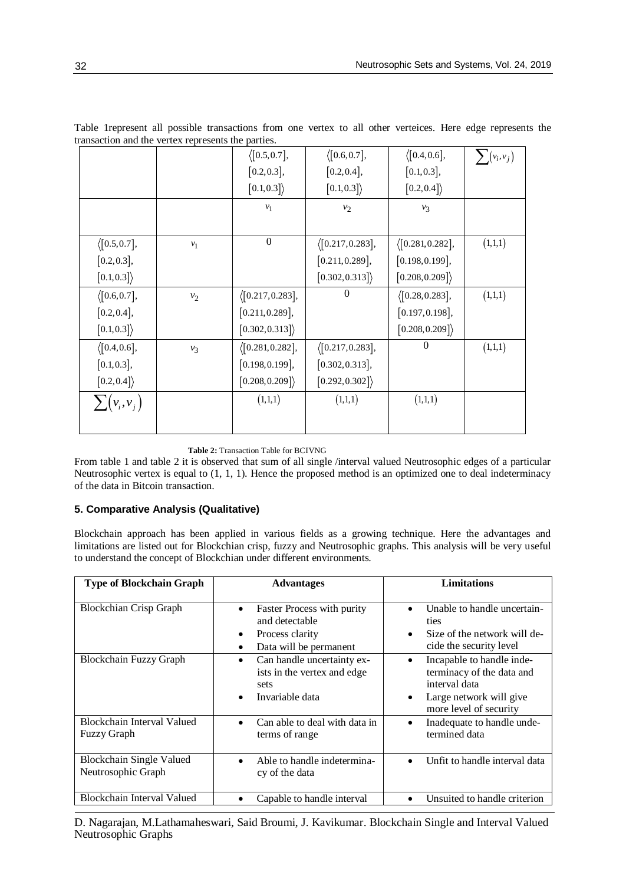Table 1represent all possible transactions from one vertex to all other verteices. Here edge represents the transaction and the vertex represents the parties.

| | | $\langle[0.5,0.7], [0.2,0.3], [0.1,0.3]\rangle$ | $\langle[0.6,0.7], [0.2,0.4], [0.1,0.3]\rangle$ | $\langle[0.4,0.6], [0.1,0.3], [0.2,0.4]\rangle$ | $\sum(v_i,v_j)$ |
|---|---|---|---|---|---|
| | | $v_1$ | $v_2$ | $v_3$ | |
| $\langle[0.5,0.7], [0.2,0.3], [0.1,0.3]\rangle$ | $v_1$ | 0 | $\langle[0.217,0.283], [0.211,0.289], [0.302,0.313]\rangle$ | $\langle[0.281,0.282], [0.198,0.199], [0.208,0.209]\rangle$ | $(1,1,1)$ |
| $\langle[0.6,0.7], [0.2,0.4], [0.1,0.3]\rangle$ | $v_2$ | $\langle[0.217,0.283], [0.211,0.289], [0.302,0.313]\rangle$ | 0 | $\langle[0.28,0.283], [0.197,0.198], [0.208,0.209]\rangle$ | $(1,1,1)$ |
| $\langle[0.4,0.6], [0.1,0.3], [0.2,0.4]\rangle$ | $v_3$ | $\langle[0.281,0.282], [0.198,0.199], [0.208,0.209]\rangle$ | $\langle[0.217,0.283], [0.302,0.313], [0.292,0.302]\rangle$ | 0 | $(1,1,1)$ |
| $\sum(v_i,v_j)$ | | $(1,1,1)$ | $(1,1,1)$ | $(1,1,1)$ | |

**Table 2:** Transaction Table for BCIVNG

From table 1 and table 2 it is observed that sum of all single /interval valued Neutrosophic edges of a particular Neutrosophic vertex is equal to (1, 1, 1). Hence the proposed method is an optimized one to deal indeterminacy of the data in Bitcoin transaction.

## 5. Comparative Analysis (Qualitative)

Blockchain approach has been applied in various fields as a growing technique. Here the advantages and limitations are listed out for Blockchian crisp, fuzzy and Neutrosophic graphs. This analysis will be very useful to understand the concept of Blockchian under different environments.

| Type of Blockchain Graph | Advantages | Limitations |
|---|---|---|
| Blockchian Crisp Graph | • Faster Process with purity and detectable<br>• Process clarity<br>• Data will be permanent | • Unable to handle uncertainties<br>• Size of the network will decide the security level |
| Blockchain Fuzzy Graph | • Can handle uncertainty exists in the vertex and edge sets<br>• Invariable data | • Incapable to handle indeterminacy of the data and interval data<br>• Large network will give more level of security |
| Blockchain Interval Valued Fuzzy Graph | • Can able to deal with data in terms of range | • Inadequate to handle undetermined data |
| Blockchain Single Valued Neutrosophic Graph | • Able to handle indeterminacy of the data | • Unfit to handle interval data |
| Blockchain Interval Valued | • Capable to handle interval | • Unsuited to handle criterion |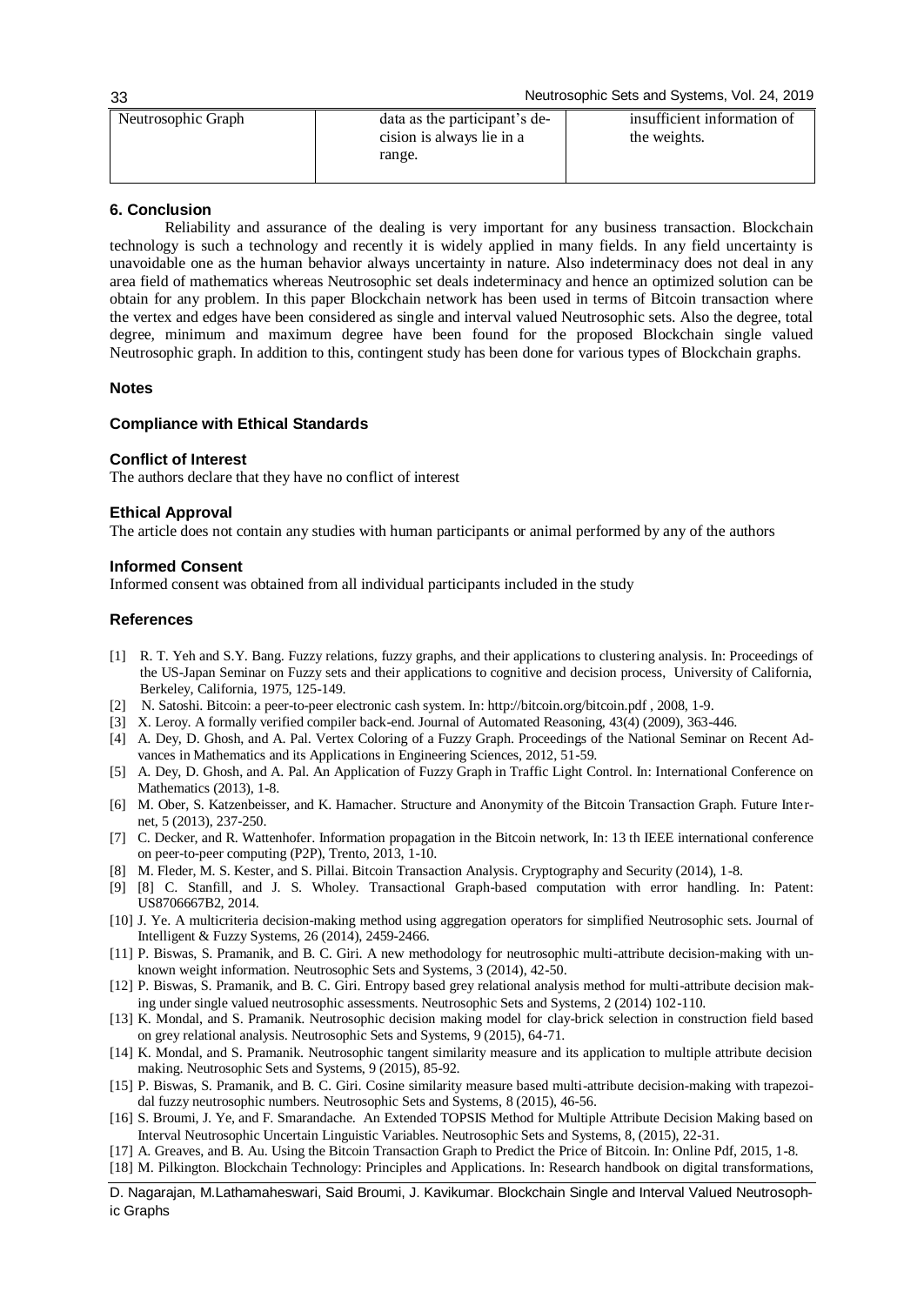| Neutrosophic Graph | data as the participant's decision is always lie in a range. | insufficient information of the weights. |
|---|---|---|

### 6. Conclusion

Reliability and assurance of the dealing is very important for any business transaction. Blockchain technology is such a technology and recently it is widely applied in many fields. In any field uncertainty is unavoidable one as the human behavior always uncertainty in nature. Also indeterminacy does not deal in any area field of mathematics whereas Neutrosophic set deals indeterminacy and hence an optimized solution can be obtain for any problem. In this paper Blockchain network has been used in terms of Bitcoin transaction where the vertex and edges have been considered as single and interval valued Neutrosophic sets. Also the degree, total degree, minimum and maximum degree have been found for the proposed Blockchain single valued Neutrosophic graph. In addition to this, contingent study has been done for various types of Blockchain graphs.

### Notes

### Compliance with Ethical Standards

### Conflict of Interest

The authors declare that they have no conflict of interest

### Ethical Approval

The article does not contain any studies with human participants or animal performed by any of the authors

### Informed Consent

Informed consent was obtained from all individual participants included in the study

### References

[1] R. T. Yeh and S.Y. Bang. Fuzzy relations, fuzzy graphs, and their applications to clustering analysis. In: Proceedings of the US-Japan Seminar on Fuzzy sets and their applications to cognitive and decision process, University of California, Berkeley, California, 1975, 125-149.

[2] N. Satoshi. Bitcoin: a peer-to-peer electronic cash system. In: http://bitcoin.org/bitcoin.pdf , 2008, 1-9.

[3] X. Leroy. A formally verified compiler back-end. Journal of Automated Reasoning, 43(4) (2009), 363-446.

[4] A. Dey, D. Ghosh, and A. Pal. Vertex Coloring of a Fuzzy Graph. Proceedings of the National Seminar on Recent Advances in Mathematics and its Applications in Engineering Sciences, 2012, 51-59.

[5] A. Dey, D. Ghosh, and A. Pal. An Application of Fuzzy Graph in Traffic Light Control. In: International Conference on Mathematics (2013), 1-8.

[6] M. Ober, S. Katzenbeisser, and K. Hamacher. Structure and Anonymity of the Bitcoin Transaction Graph. Future Internet, 5 (2013), 237-250.

[7] C. Decker, and R. Wattenhofer. Information propagation in the Bitcoin network, In: 13 th IEEE international conference on peer-to-peer computing (P2P), Trento, 2013, 1-10.

[8] M. Fleder, M. S. Kester, and S. Pillai. Bitcoin Transaction Analysis. Cryptography and Security (2014), 1-8.

[9] [8] C. Stanfill, and J. S. Wholey. Transactional Graph-based computation with error handling. In: Patent: US8706667B2, 2014.

[10] J. Ye. A multicriteria decision-making method using aggregation operators for simplified Neutrosophic sets. Journal of Intelligent & Fuzzy Systems, 26 (2014), 2459-2466.

[11] P. Biswas, S. Pramanik, and B. C. Giri. A new methodology for neutrosophic multi-attribute decision-making with unknown weight information. Neutrosophic Sets and Systems, 3 (2014), 42-50.

[12] P. Biswas, S. Pramanik, and B. C. Giri. Entropy based grey relational analysis method for multi-attribute decision making under single valued neutrosophic assessments. Neutrosophic Sets and Systems, 2 (2014) 102-110.

[13] K. Mondal, and S. Pramanik. Neutrosophic decision making model for clay-brick selection in construction field based on grey relational analysis. Neutrosophic Sets and Systems, 9 (2015), 64-71.

[14] K. Mondal, and S. Pramanik. Neutrosophic tangent similarity measure and its application to multiple attribute decision making. Neutrosophic Sets and Systems, 9 (2015), 85-92.

[15] P. Biswas, S. Pramanik, and B. C. Giri. Cosine similarity measure based multi-attribute decision-making with trapezoidal fuzzy neutrosophic numbers. Neutrosophic Sets and Systems, 8 (2015), 46-56.

[16] S. Broumi, J. Ye, and F. Smarandache. An Extended TOPSIS Method for Multiple Attribute Decision Making based on Interval Neutrosophic Uncertain Linguistic Variables. Neutrosophic Sets and Systems, 8, (2015), 22-31.

[17] A. Greaves, and B. Au. Using the Bitcoin Transaction Graph to Predict the Price of Bitcoin. In: Online Pdf, 2015, 1-8.

[18] M. Pilkington. Blockchain Technology: Principles and Applications. In: Research handbook on digital transformations,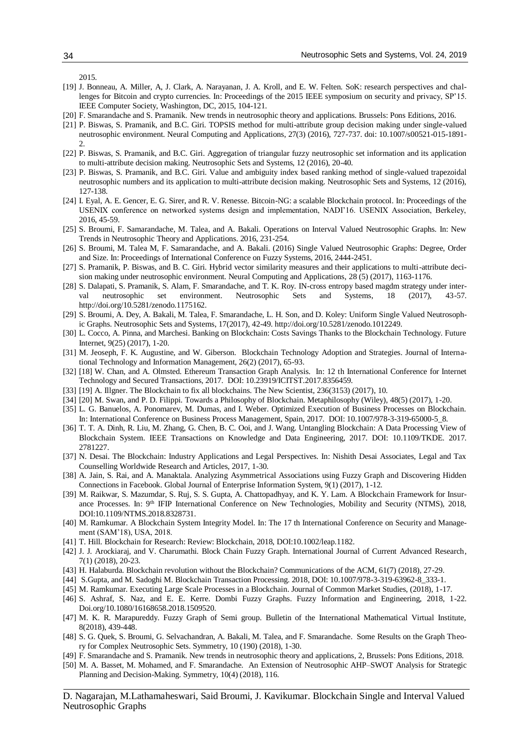2015.

[19] J. Bonneau, A. Miller, A, J. Clark, A. Narayanan, J. A. Kroll, and E. W. Felten. SoK: research perspectives and challenges for Bitcoin and crypto currencies. In: Proceedings of the 2015 IEEE symposium on security and privacy, SP'15. IEEE Computer Society, Washington, DC, 2015, 104-121.

[20] F. Smarandache and S. Pramanik. New trends in neutrosophic theory and applications. Brussels: Pons Editions, 2016.

[21] P. Biswas, S. Pramanik, and B.C. Giri. TOPSIS method for multi-attribute group decision making under single-valued neutrosophic environment. Neural Computing and Applications, 27(3) (2016), 727-737. doi: 10.1007/s00521-015-1891-2.

[22] P. Biswas, S. Pramanik, and B.C. Giri. Aggregation of triangular fuzzy neutrosophic set information and its application to multi-attribute decision making. Neutrosophic Sets and Systems, 12 (2016), 20-40.

[23] P. Biswas, S. Pramanik, and B.C. Giri. Value and ambiguity index based ranking method of single-valued trapezoidal neutrosophic numbers and its application to multi-attribute decision making. Neutrosophic Sets and Systems, 12 (2016), 127-138.

[24] I. Eyal, A. E. Gencer, E. G. Sirer, and R. V. Renesse. Bitcoin-NG: a scalable Blockchain protocol. In: Proceedings of the USENIX conference on networked systems design and implementation, NADI'16. USENIX Association, Berkeley, 2016, 45-59.

[25] S. Broumi, F. Samarandache, M. Talea, and A. Bakali. Operations on Interval Valued Neutrosophic Graphs. In: New Trends in Neutrosophic Theory and Applications. 2016, 231-254.

[26] S. Broumi, M. Talea M, F. Samarandache, and A. Bakali. (2016) Single Valued Neutrosophic Graphs: Degree, Order and Size. In: Proceedings of International Conference on Fuzzy Systems, 2016, 2444-2451.

[27] S. Pramanik, P. Biswas, and B. C. Giri. Hybrid vector similarity measures and their applications to multi-attribute decision making under neutrosophic environment. Neural Computing and Applications, 28 (5) (2017), 1163-1176.

[28] S. Dalapati, S. Pramanik, S. Alam, F. Smarandache, and T. K. Roy. IN-cross entropy based magdm strategy under interval neutrosophic set environment. Neutrosophic Sets and Systems, 18 (2017), 43-57. http://doi.org/10.5281/zenodo.1175162.

[29] S. Broumi, A. Dey, A. Bakali, M. Talea, F. Smarandache, L. H. Son, and D. Koley: Uniform Single Valued Neutrosophic Graphs. Neutrosophic Sets and Systems, 17(2017), 42-49. http://doi.org/10.5281/zenodo.1012249.

[30] L. Cocco, A. Pinna, and Marchesi. Banking on Blockchain: Costs Savings Thanks to the Blockchain Technology. Future Internet, 9(25) (2017), 1-20.

[31] M. Jeoseph, F. K. Augustine, and W. Giberson. Blockchain Technology Adoption and Strategies. Journal of International Technology and Information Management, 26(2) (2017), 65-93.

[32] [18] W. Chan, and A. Olmsted. Ethereum Transaction Graph Analysis. In: 12 th International Conference for Internet Technology and Secured Transactions, 2017. DOI: 10.23919/ICITST.2017.8356459.

[33] [19] A. Illgner. The Blockchain to fix all blockchains. The New Scientist, 236(3153) (2017), 10.

[34] [20] M. Swan, and P. D. Filippi. Towards a Philosophy of Blockchain. Metaphilosophy (Wiley), 48(5) (2017), 1-20.

[35] L. G. Banuelos, A. Ponomarev, M. Dumas, and I. Weber. Optimized Execution of Business Processes on Blockchain. In: International Conference on Business Process Management, Spain, 2017. DOI: 10.1007/978-3-319-65000-5_8.

[36] T. T. A. Dinh, R. Liu, M. Zhang, G. Chen, B. C. Ooi, and J. Wang. Untangling Blockchain: A Data Processing View of Blockchain System. IEEE Transactions on Knowledge and Data Engineering, 2017. DOI: 10.1109/TKDE. 2017. 2781227.

[37] N. Desai. The Blockchain: Industry Applications and Legal Perspectives. In: Nishith Desai Associates, Legal and Tax Counselling Worldwide Research and Articles, 2017, 1-30.

[38] A. Jain, S. Rai, and A. Manaktala. Analyzing Asymmetrical Associations using Fuzzy Graph and Discovering Hidden Connections in Facebook. Global Journal of Enterprise Information System, 9(1) (2017), 1-12.

[39] M. Raikwar, S. Mazumdar, S. Ruj, S. S. Gupta, A. Chattopadhyay, and K. Y. Lam. A Blockchain Framework for Insurance Processes. In: 9th IFIP International Conference on New Technologies, Mobility and Security (NTMS), 2018, DOI:10.1109/NTMS.2018.8328731.

[40] M. Ramkumar. A Blockchain System Integrity Model. In: The 17 th International Conference on Security and Management (SAM'18), USA, 2018.

[41] T. Hill. Blockchain for Research: Review: Blockchain, 2018, DOI:10.1002/leap.1182.

[42] J. J. Arockiaraj, and V. Charumathi. Block Chain Fuzzy Graph. International Journal of Current Advanced Research, 7(1) (2018), 20-23.

[43] H. Halaburda. Blockchain revolution without the Blockchain? Communications of the ACM, 61(7) (2018), 27-29.

[44] S.Gupta, and M. Sadoghi M. Blockchain Transaction Processing. 2018, DOI: 10.1007/978-3-319-63962-8_333-1.

[45] M. Ramkumar. Executing Large Scale Processes in a Blockchain. Journal of Common Market Studies, (2018), 1-17.

[46] S. Ashraf, S. Naz, and E. E. Kerre. Dombi Fuzzy Graphs. Fuzzy Information and Engineering, 2018, 1-22. Doi.org/10.1080/16168658.2018.1509520.

[47] M. K. R. Marapureddy. Fuzzy Graph of Semi group. Bulletin of the International Mathematical Virtual Institute, 8(2018), 439-448.

[48] S. G. Quek, S. Broumi, G. Selvachandran, A. Bakali, M. Talea, and F. Smarandache. Some Results on the Graph Theory for Complex Neutrosophic Sets. Symmetry, 10 (190) (2018), 1-30.

[49] F. Smarandache and S. Pramanik. New trends in neutrosophic theory and applications, 2, Brussels: Pons Editions, 2018.

[50] M. A. Basset, M. Mohamed, and F. Smarandache. An Extension of Neutrosophic AHP–SWOT Analysis for Strategic Planning and Decision-Making. Symmetry, 10(4) (2018), 116.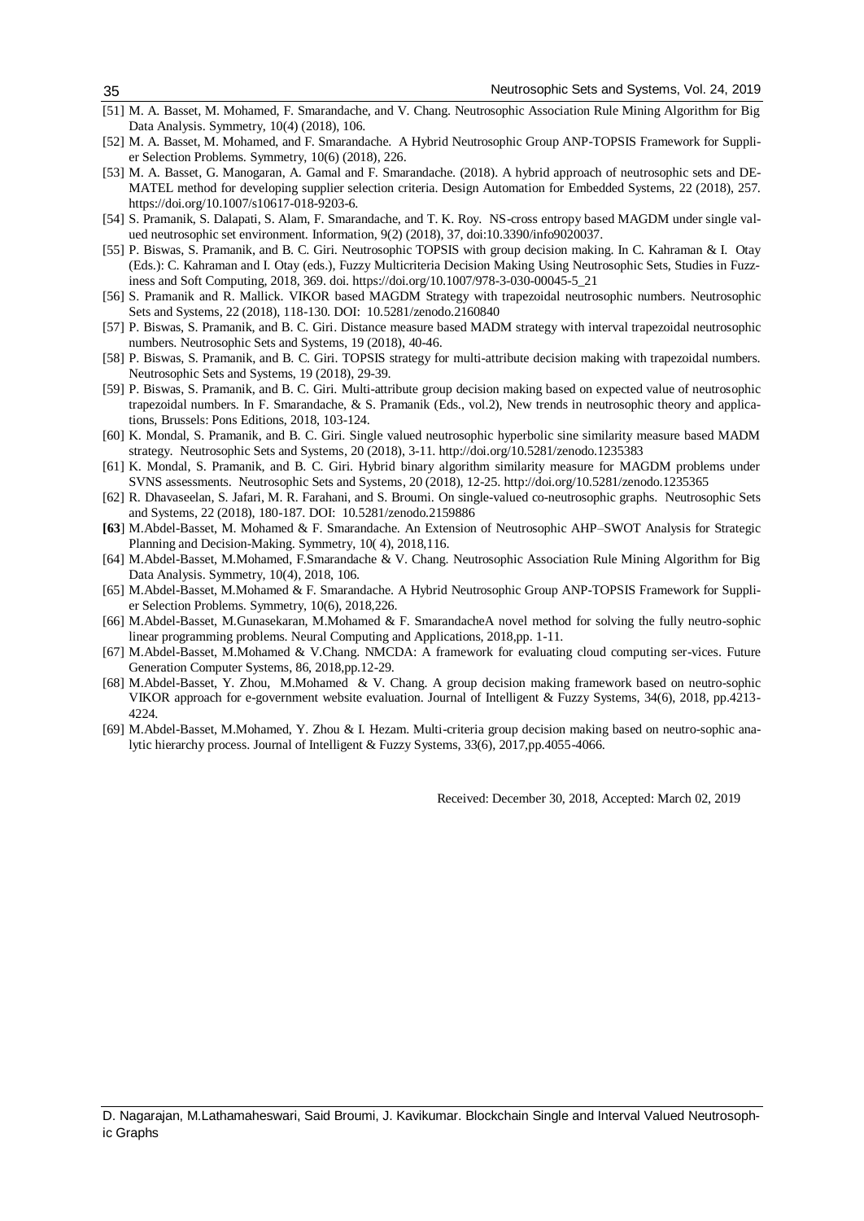[51] M. A. Basset, M. Mohamed, F. Smarandache, and V. Chang. Neutrosophic Association Rule Mining Algorithm for Big Data Analysis. Symmetry, 10(4) (2018), 106.

[52] M. A. Basset, M. Mohamed, and F. Smarandache. A Hybrid Neutrosophic Group ANP-TOPSIS Framework for Supplier Selection Problems. Symmetry, 10(6) (2018), 226.

[53] M. A. Basset, G. Manogaran, A. Gamal and F. Smarandache. (2018). A hybrid approach of neutrosophic sets and DEMATEL method for developing supplier selection criteria. Design Automation for Embedded Systems, 22 (2018), 257. https://doi.org/10.1007/s10617-018-9203-6.

[54] S. Pramanik, S. Dalapati, S. Alam, F. Smarandache, and T. K. Roy. NS-cross entropy based MAGDM under single valued neutrosophic set environment. Information, 9(2) (2018), 37, doi:10.3390/info9020037.

[55] P. Biswas, S. Pramanik, and B. C. Giri. Neutrosophic TOPSIS with group decision making. In C. Kahraman & I. Otay (Eds.): C. Kahraman and I. Otay (eds.), Fuzzy Multicriteria Decision Making Using Neutrosophic Sets, Studies in Fuzziness and Soft Computing, 2018, 369. doi. https://doi.org/10.1007/978-3-030-00045-5_21

[56] S. Pramanik and R. Mallick. VIKOR based MAGDM Strategy with trapezoidal neutrosophic numbers. Neutrosophic Sets and Systems, 22 (2018), 118-130. DOI: 10.5281/zenodo.2160840

[57] P. Biswas, S. Pramanik, and B. C. Giri. Distance measure based MADM strategy with interval trapezoidal neutrosophic numbers. Neutrosophic Sets and Systems, 19 (2018), 40-46.

[58] P. Biswas, S. Pramanik, and B. C. Giri. TOPSIS strategy for multi-attribute decision making with trapezoidal numbers. Neutrosophic Sets and Systems, 19 (2018), 29-39.

[59] P. Biswas, S. Pramanik, and B. C. Giri. Multi-attribute group decision making based on expected value of neutrosophic trapezoidal numbers. In F. Smarandache, & S. Pramanik (Eds., vol.2), New trends in neutrosophic theory and applications, Brussels: Pons Editions, 2018, 103-124.

[60] K. Mondal, S. Pramanik, and B. C. Giri. Single valued neutrosophic hyperbolic sine similarity measure based MADM strategy. Neutrosophic Sets and Systems, 20 (2018), 3-11. http://doi.org/10.5281/zenodo.1235383

[61] K. Mondal, S. Pramanik, and B. C. Giri. Hybrid binary algorithm similarity measure for MAGDM problems under SVNS assessments. Neutrosophic Sets and Systems, 20 (2018), 12-25. http://doi.org/10.5281/zenodo.1235365

[62] R. Dhavaseelan, S. Jafari, M. R. Farahani, and S. Broumi. On single-valued co-neutrosophic graphs. Neutrosophic Sets and Systems, 22 (2018), 180-187. DOI: 10.5281/zenodo.2159886

**[63]** M.Abdel-Basset, M. Mohamed & F. Smarandache. An Extension of Neutrosophic AHP–SWOT Analysis for Strategic Planning and Decision-Making. Symmetry, 10( 4), 2018,116.

[64] M.Abdel-Basset, M.Mohamed, F.Smarandache & V. Chang. Neutrosophic Association Rule Mining Algorithm for Big Data Analysis. Symmetry, 10(4), 2018, 106.

[65] M.Abdel-Basset, M.Mohamed & F. Smarandache. A Hybrid Neutrosophic Group ANP-TOPSIS Framework for Supplier Selection Problems. Symmetry, 10(6), 2018,226.

[66] M.Abdel-Basset, M.Gunasekaran, M.Mohamed & F. SmarandacheA novel method for solving the fully neutro-sophic linear programming problems. Neural Computing and Applications, 2018,pp. 1-11.

[67] M.Abdel-Basset, M.Mohamed & V.Chang. NMCDA: A framework for evaluating cloud computing ser-vices. Future Generation Computer Systems, 86, 2018,pp.12-29.

[68] M.Abdel-Basset, Y. Zhou, M.Mohamed & V. Chang. A group decision making framework based on neutro-sophic VIKOR approach for e-government website evaluation. Journal of Intelligent & Fuzzy Systems, 34(6), 2018, pp.4213-4224.

[69] M.Abdel-Basset, M.Mohamed, Y. Zhou & I. Hezam. Multi-criteria group decision making based on neutro-sophic analytic hierarchy process. Journal of Intelligent & Fuzzy Systems, 33(6), 2017,pp.4055-4066.

Received: December 30, 2018, Accepted: March 02, 2019